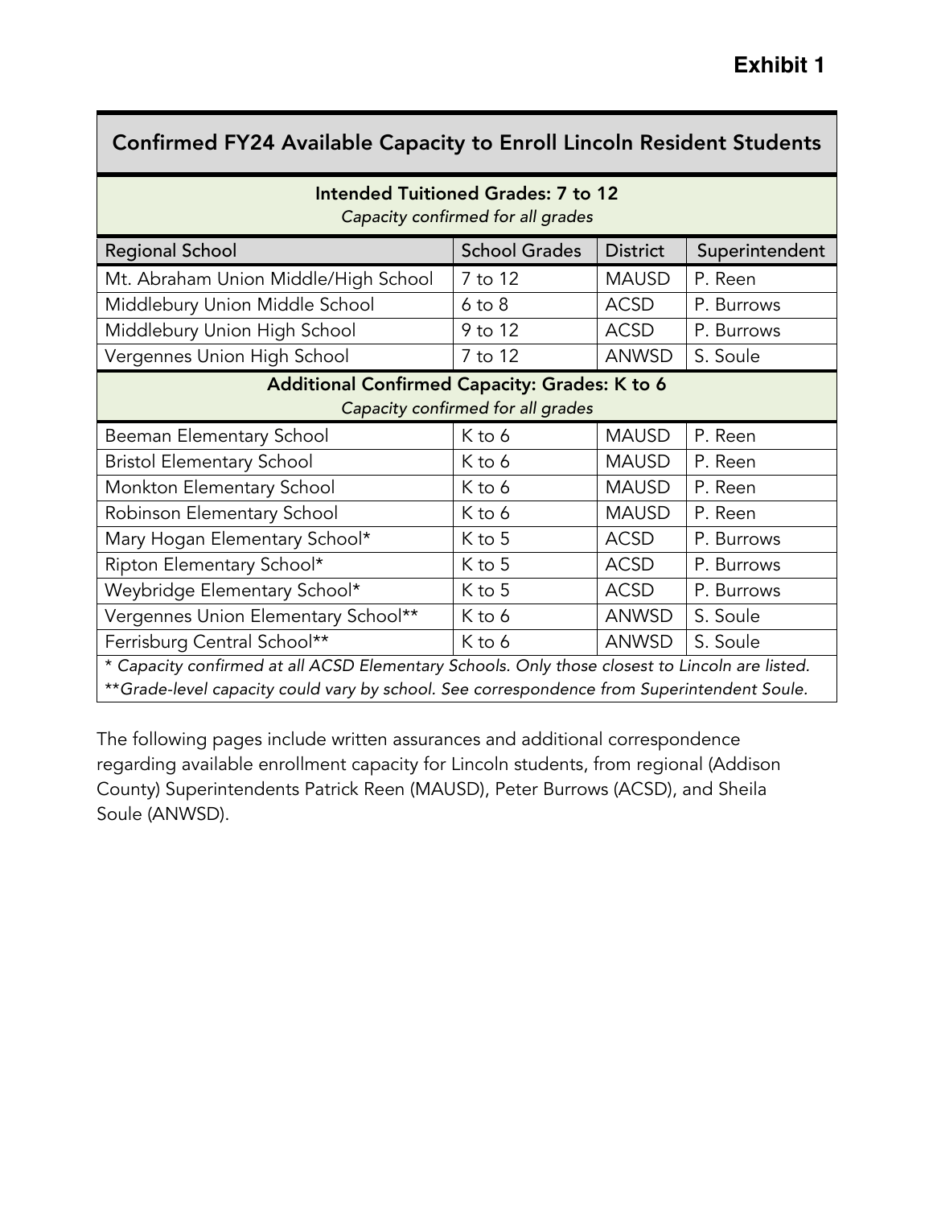**Exhibit 1**

| Confirmed FY24 Available Capacity to Enroll Lincoln Resident Students | | | |
|---|---|---|---|
| **Intended Tuitioned Grades: 7 to 12** *Capacity confirmed for all grades* | | | |
| Regional School | School Grades | District | Superintendent |
| Mt. Abraham Union Middle/High School | 7 to 12 | MAUSD | P. Reen |
| Middlebury Union Middle School | 6 to 8 | ACSD | P. Burrows |
| Middlebury Union High School | 9 to 12 | ACSD | P. Burrows |
| Vergennes Union High School | 7 to 12 | ANWSD | S. Soule |
| **Additional Confirmed Capacity: Grades: K to 6** *Capacity confirmed for all grades* | | | |
| Beeman Elementary School | K to 6 | MAUSD | P. Reen |
| Bristol Elementary School | K to 6 | MAUSD | P. Reen |
| Monkton Elementary School | K to 6 | MAUSD | P. Reen |
| Robinson Elementary School | K to 6 | MAUSD | P. Reen |
| Mary Hogan Elementary School* | K to 5 | ACSD | P. Burrows |
| Ripton Elementary School* | K to 5 | ACSD | P. Burrows |
| Weybridge Elementary School* | K to 5 | ACSD | P. Burrows |
| Vergennes Union Elementary School** | K to 6 | ANWSD | S. Soule |
| Ferrisburg Central School** | K to 6 | ANWSD | S. Soule |

*\* Capacity confirmed at all ACSD Elementary Schools. Only those closest to Lincoln are listed.*
*\*\*Grade-level capacity could vary by school. See correspondence from Superintendent Soule.*

The following pages include written assurances and additional correspondence regarding available enrollment capacity for Lincoln students, from regional (Addison County) Superintendents Patrick Reen (MAUSD), Peter Burrows (ACSD), and Sheila Soule (ANWSD).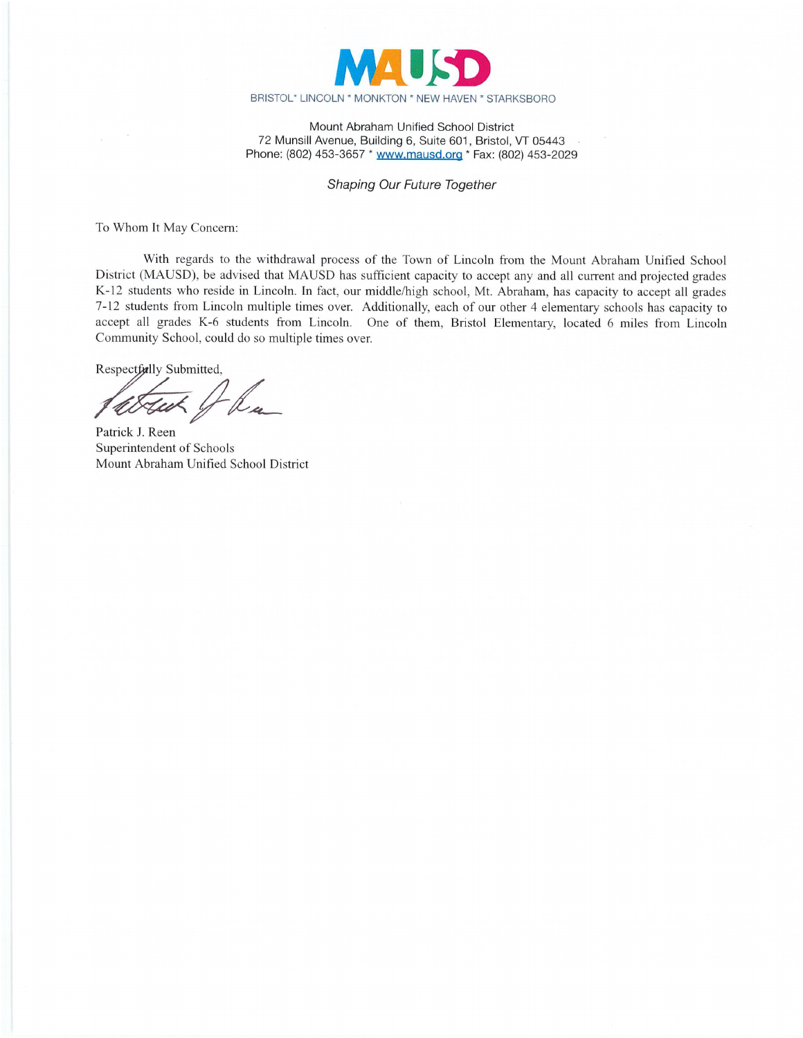# MAUSD

BRISTOL* LINCOLN * MONKTON * NEW HAVEN * STARKSBORO

Mount Abraham Unified School District
72 Munsill Avenue, Building 6, Suite 601, Bristol, VT 05443
Phone: (802) 453-3657 * www.mausd.org * Fax: (802) 453-2029

*Shaping Our Future Together*

To Whom It May Concern:

With regards to the withdrawal process of the Town of Lincoln from the Mount Abraham Unified School District (MAUSD), be advised that MAUSD has sufficient capacity to accept any and all current and projected grades K-12 students who reside in Lincoln. In fact, our middle/high school, Mt. Abraham, has capacity to accept all grades 7-12 students from Lincoln multiple times over. Additionally, each of our other 4 elementary schools has capacity to accept all grades K-6 students from Lincoln. One of them, Bristol Elementary, located 6 miles from Lincoln Community School, could do so multiple times over.

Respectfully Submitted,

Patrick J. Reen
Superintendent of Schools
Mount Abraham Unified School District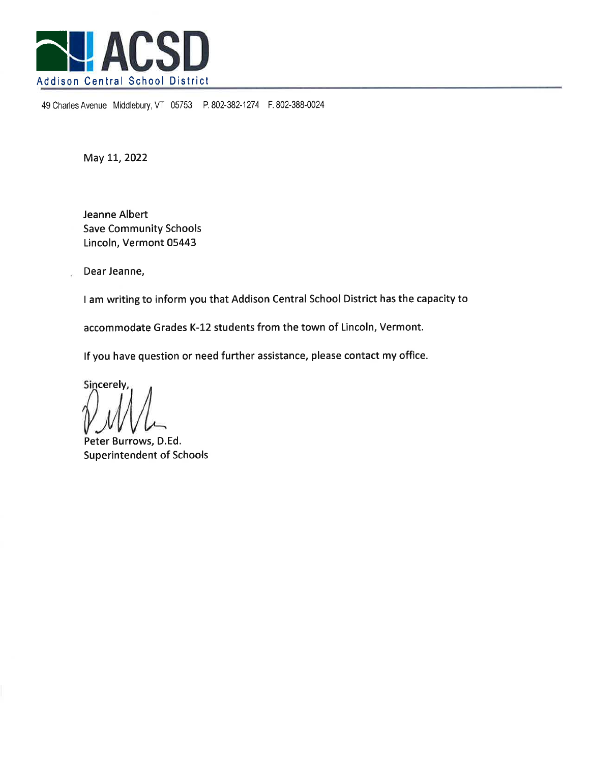# ACSD

Addison Central School District

49 Charles Avenue Middlebury, VT 05753 P. 802-382-1274 F. 802-388-0024

May 11, 2022

Jeanne Albert
Save Community Schools
Lincoln, Vermont 05443

Dear Jeanne,

I am writing to inform you that Addison Central School District has the capacity to accommodate Grades K-12 students from the town of Lincoln, Vermont.

If you have question or need further assistance, please contact my office.

Sincerely,

Peter Burrows, D.Ed.
Superintendent of Schools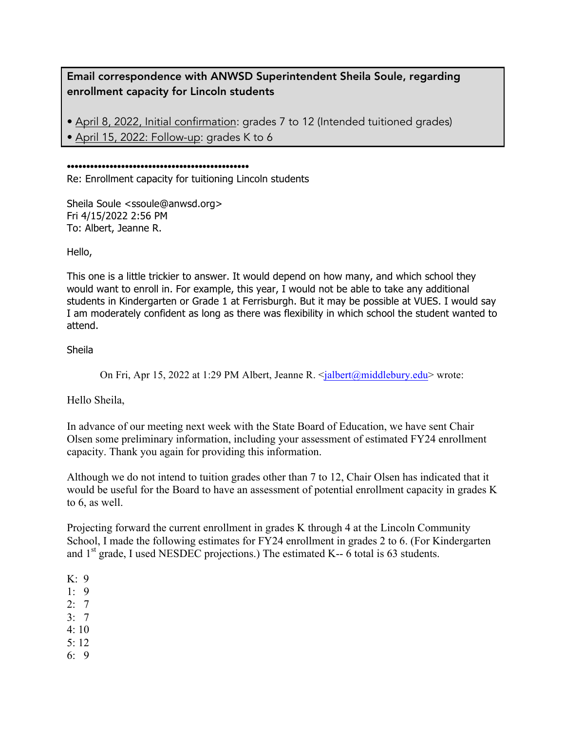**Email correspondence with ANWSD Superintendent Sheila Soule, regarding enrollment capacity for Lincoln students**

- April 8, 2022, Initial confirmation: grades 7 to 12 (Intended tuitioned grades)
- April 15, 2022: Follow-up: grades K to 6

••••••••••••••••••••••••••••••••••••••••••••••

Re: Enrollment capacity for tuitioning Lincoln students

Sheila Soule <ssoule@anwsd.org>
Fri 4/15/2022 2:56 PM
To: Albert, Jeanne R.

Hello,

This one is a little trickier to answer. It would depend on how many, and which school they would want to enroll in. For example, this year, I would not be able to take any additional students in Kindergarten or Grade 1 at Ferrisburgh. But it may be possible at VUES. I would say I am moderately confident as long as there was flexibility in which school the student wanted to attend.

Sheila

> On Fri, Apr 15, 2022 at 1:29 PM Albert, Jeanne R. <jalbert@middlebury.edu> wrote:

Hello Sheila,

In advance of our meeting next week with the State Board of Education, we have sent Chair Olsen some preliminary information, including your assessment of estimated FY24 enrollment capacity. Thank you again for providing this information.

Although we do not intend to tuition grades other than 7 to 12, Chair Olsen has indicated that it would be useful for the Board to have an assessment of potential enrollment capacity in grades K to 6, as well.

Projecting forward the current enrollment in grades K through 4 at the Lincoln Community School, I made the following estimates for FY24 enrollment in grades 2 to 6. (For Kindergarten and 1st grade, I used NESDEC projections.) The estimated K-- 6 total is 63 students.

K: 9
1: 9
2: 7
3: 7
4: 10
5: 12
6: 9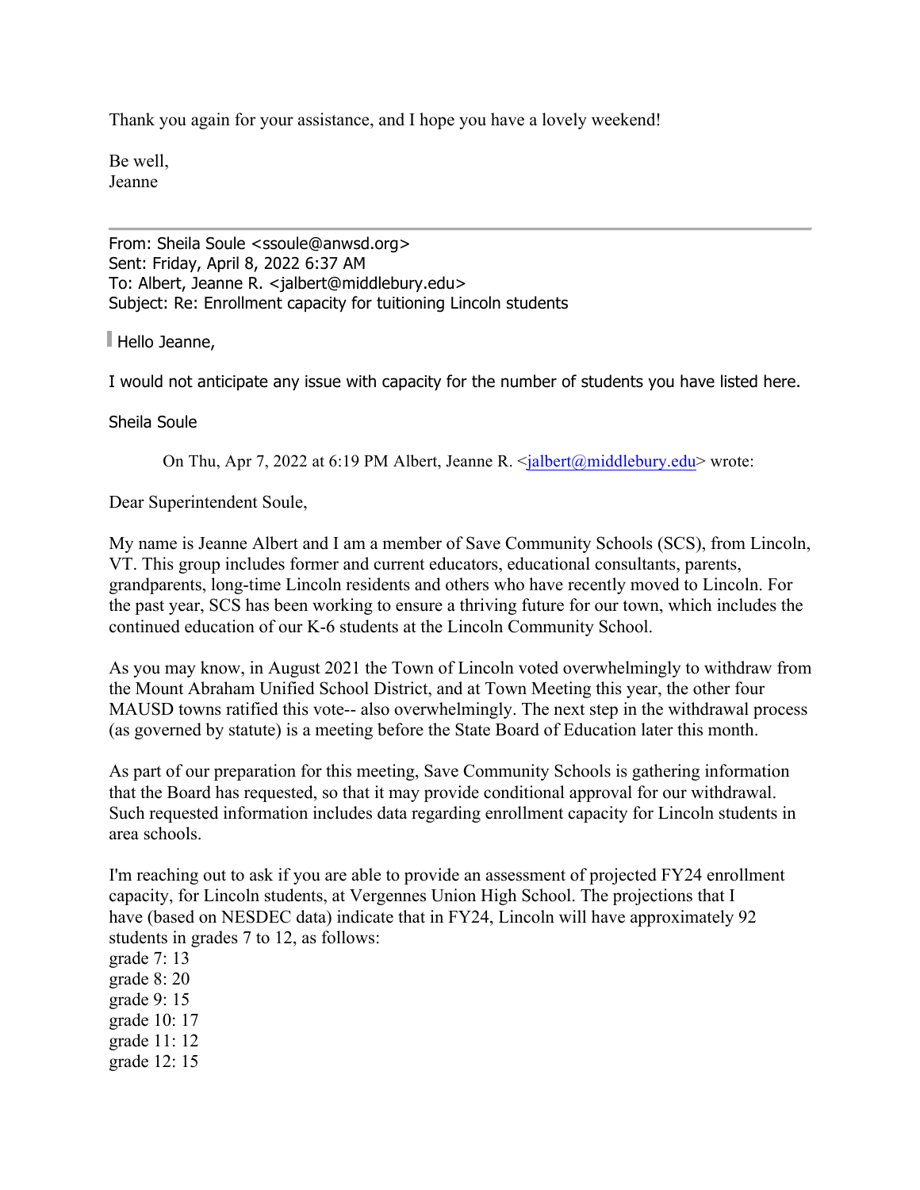Thank you again for your assistance, and I hope you have a lovely weekend!

Be well,
Jeanne

---

From: Sheila Soule <ssoule@anwsd.org>
Sent: Friday, April 8, 2022 6:37 AM
To: Albert, Jeanne R. <jalbert@middlebury.edu>
Subject: Re: Enrollment capacity for tuitioning Lincoln students

Hello Jeanne,

I would not anticipate any issue with capacity for the number of students you have listed here.

Sheila Soule

> On Thu, Apr 7, 2022 at 6:19 PM Albert, Jeanne R. <jalbert@middlebury.edu> wrote:

Dear Superintendent Soule,

My name is Jeanne Albert and I am a member of Save Community Schools (SCS), from Lincoln, VT. This group includes former and current educators, educational consultants, parents, grandparents, long-time Lincoln residents and others who have recently moved to Lincoln. For the past year, SCS has been working to ensure a thriving future for our town, which includes the continued education of our K-6 students at the Lincoln Community School.

As you may know, in August 2021 the Town of Lincoln voted overwhelmingly to withdraw from the Mount Abraham Unified School District, and at Town Meeting this year, the other four MAUSD towns ratified this vote-- also overwhelmingly. The next step in the withdrawal process (as governed by statute) is a meeting before the State Board of Education later this month.

As part of our preparation for this meeting, Save Community Schools is gathering information that the Board has requested, so that it may provide conditional approval for our withdrawal. Such requested information includes data regarding enrollment capacity for Lincoln students in area schools.

I'm reaching out to ask if you are able to provide an assessment of projected FY24 enrollment capacity, for Lincoln students, at Vergennes Union High School. The projections that I have (based on NESDEC data) indicate that in FY24, Lincoln will have approximately 92 students in grades 7 to 12, as follows:
grade 7: 13
grade 8: 20
grade 9: 15
grade 10: 17
grade 11: 12
grade 12: 15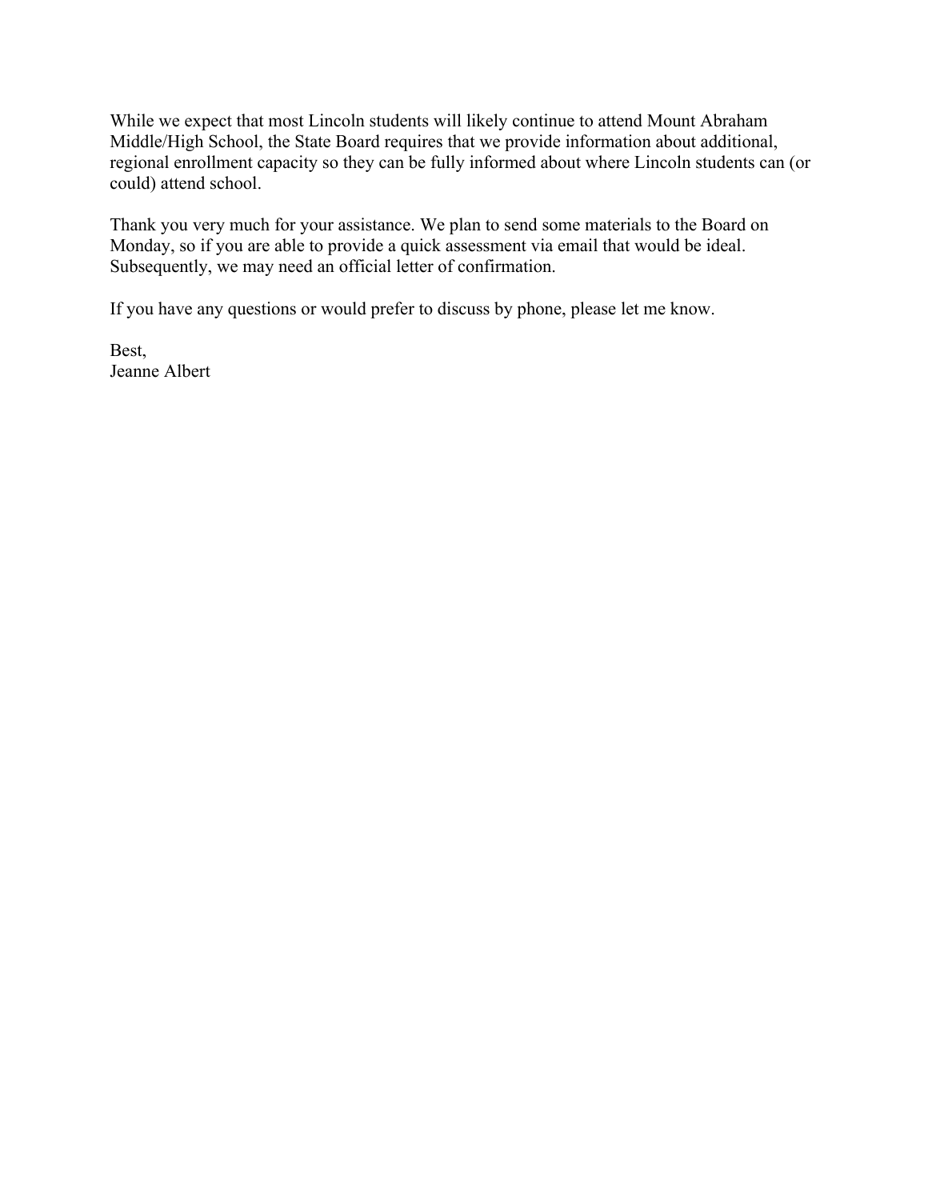While we expect that most Lincoln students will likely continue to attend Mount Abraham Middle/High School, the State Board requires that we provide information about additional, regional enrollment capacity so they can be fully informed about where Lincoln students can (or could) attend school.

Thank you very much for your assistance. We plan to send some materials to the Board on Monday, so if you are able to provide a quick assessment via email that would be ideal. Subsequently, we may need an official letter of confirmation.

If you have any questions or would prefer to discuss by phone, please let me know.

Best,
Jeanne Albert